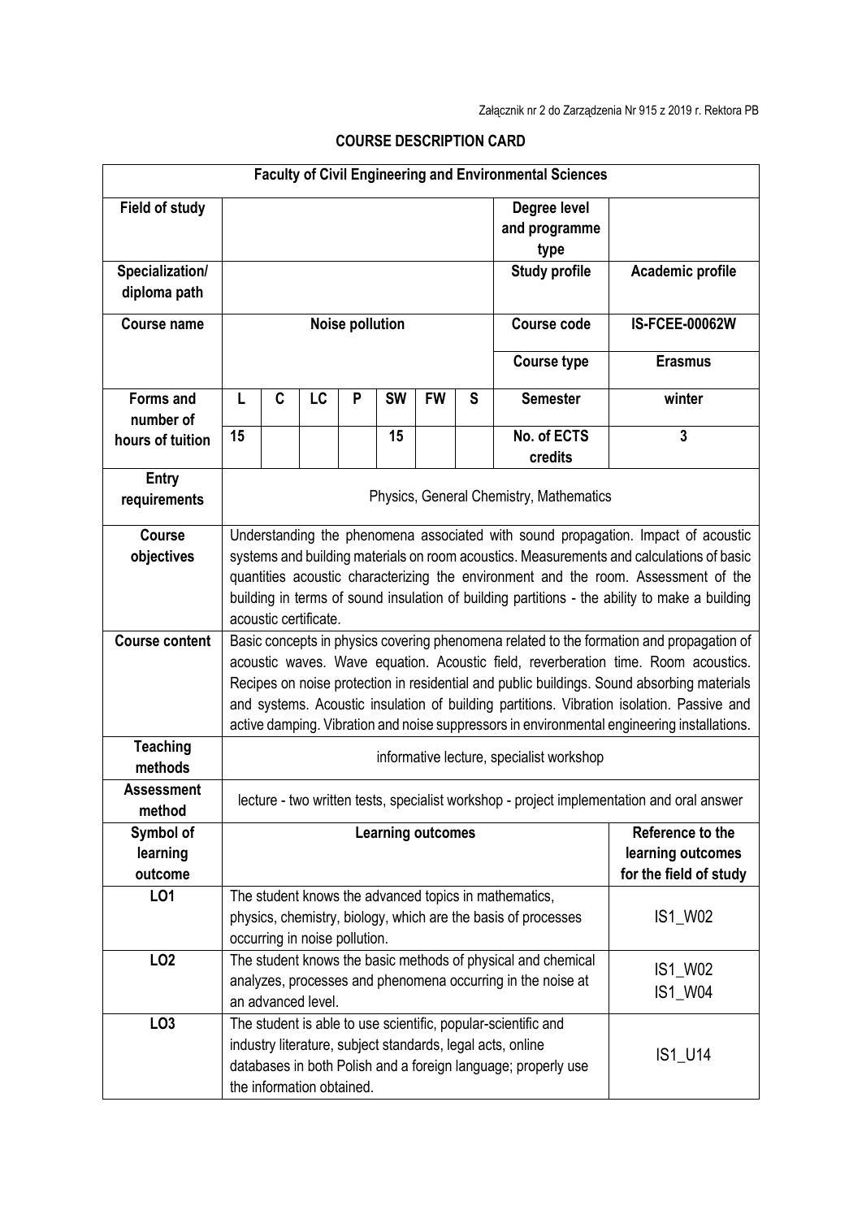Załącznik nr 2 do Zarządzenia Nr 915 z 2019 r. Rektora PB

## COURSE DESCRIPTION CARD

| Faculty of Civil Engineering and Environmental Sciences | | | | | | | | | |
|---|---|---|---|---|---|---|---|---|---|
| **Field of study** | | | | | | | | **Degree level and programme type** | |
| **Specialization/ diploma path** | | | | | | | | **Study profile** | **Academic profile** |
| **Course name** | **Noise pollution** | | | | | | | **Course code** | **IS-FCEE-00062W** |
| | | | | | | | | **Course type** | **Erasmus** |
| **Forms and number of hours of tuition** | **L** | **C** | **LC** | **P** | **SW** | **FW** | **S** | **Semester** | **winter** |
| | **15** | | | | **15** | | | **No. of ECTS credits** | **3** |
| **Entry requirements** | Physics, General Chemistry, Mathematics | | | | | | | | |
| **Course objectives** | Understanding the phenomena associated with sound propagation. Impact of acoustic systems and building materials on room acoustics. Measurements and calculations of basic quantities acoustic characterizing the environment and the room. Assessment of the building in terms of sound insulation of building partitions - the ability to make a building acoustic certificate. | | | | | | | | |
| **Course content** | Basic concepts in physics covering phenomena related to the formation and propagation of acoustic waves. Wave equation. Acoustic field, reverberation time. Room acoustics. Recipes on noise protection in residential and public buildings. Sound absorbing materials and systems. Acoustic insulation of building partitions. Vibration isolation. Passive and active damping. Vibration and noise suppressors in environmental engineering installations. | | | | | | | | |
| **Teaching methods** | informative lecture, specialist workshop | | | | | | | | |
| **Assessment method** | lecture - two written tests, specialist workshop - project implementation and oral answer | | | | | | | | |
| **Symbol of learning outcome** | **Learning outcomes** | | | | | | | | **Reference to the learning outcomes for the field of study** |
| **LO1** | The student knows the advanced topics in mathematics, physics, chemistry, biology, which are the basis of processes occurring in noise pollution. | | | | | | | | IS1_W02 |
| **LO2** | The student knows the basic methods of physical and chemical analyzes, processes and phenomena occurring in the noise at an advanced level. | | | | | | | | IS1_W02 IS1_W04 |
| **LO3** | The student is able to use scientific, popular-scientific and industry literature, subject standards, legal acts, online databases in both Polish and a foreign language; properly use the information obtained. | | | | | | | | IS1_U14 |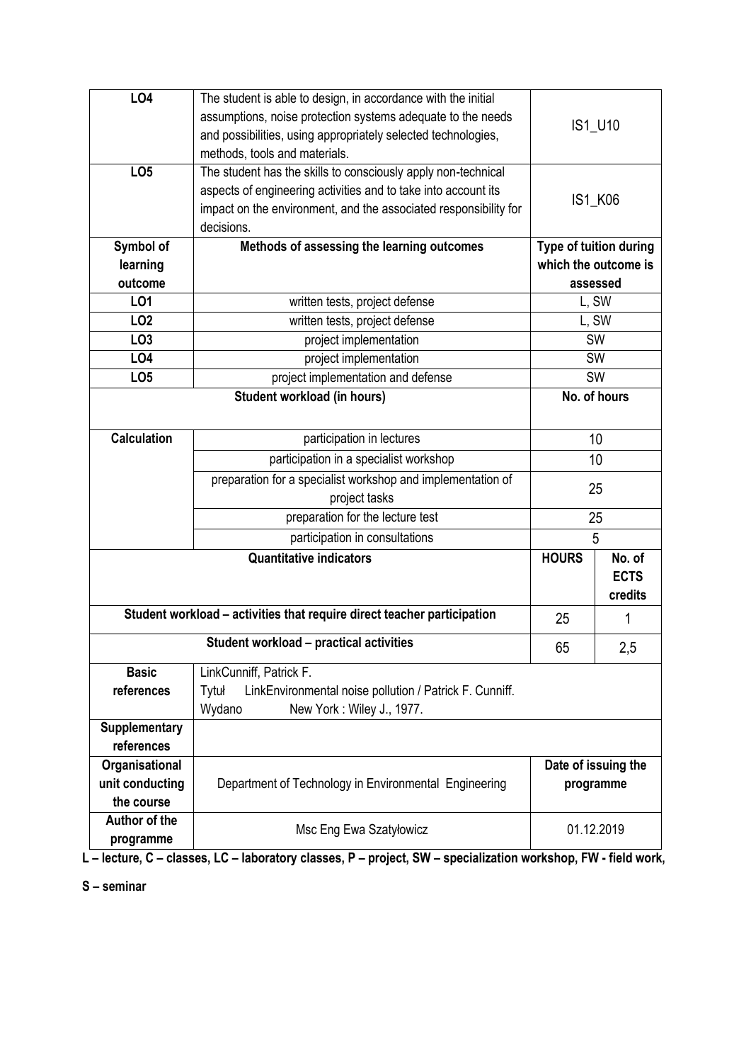| | | |
|---|---|---|
| **LO4** | The student is able to design, in accordance with the initial assumptions, noise protection systems adequate to the needs and possibilities, using appropriately selected technologies, methods, tools and materials. | IS1_U10 |
| **LO5** | The student has the skills to consciously apply non-technical aspects of engineering activities and to take into account its impact on the environment, and the associated responsibility for decisions. | IS1_K06 |

| Symbol of learning outcome | Methods of assessing the learning outcomes | Type of tuition during which the outcome is assessed |
|---|---|---|
| **LO1** | written tests, project defense | L, SW |
| **LO2** | written tests, project defense | L, SW |
| **LO3** | project implementation | SW |
| **LO4** | project implementation | SW |
| **LO5** | project implementation and defense | SW |

| Student workload (in hours) | | No. of hours | |
|---|---|---|---|
| **Calculation** | participation in lectures | 10 | |
| | participation in a specialist workshop | 10 | |
| | preparation for a specialist workshop and implementation of project tasks | 25 | |
| | preparation for the lecture test | 25 | |
| | participation in consultations | 5 | |
| **Quantitative indicators** | | **HOURS** | **No. of ECTS credits** |
| **Student workload – activities that require direct teacher participation** | | 25 | 1 |
| **Student workload – practical activities** | | 65 | 2,5 |

| | | |
|---|---|---|
| **Basic references** | LinkCunniff, Patrick F.<br>Tytuł LinkEnvironmental noise pollution / Patrick F. Cunniff.<br>Wydano New York : Wiley J., 1977. | |
| **Supplementary references** | | |
| **Organisational unit conducting the course** | Department of Technology in Environmental Engineering | **Date of issuing the programme** |
| **Author of the programme** | Msc Eng Ewa Szatyłowicz | 01.12.2019 |

**L – lecture, C – classes, LC – laboratory classes, P – project, SW – specialization workshop, FW - field work, S – seminar**